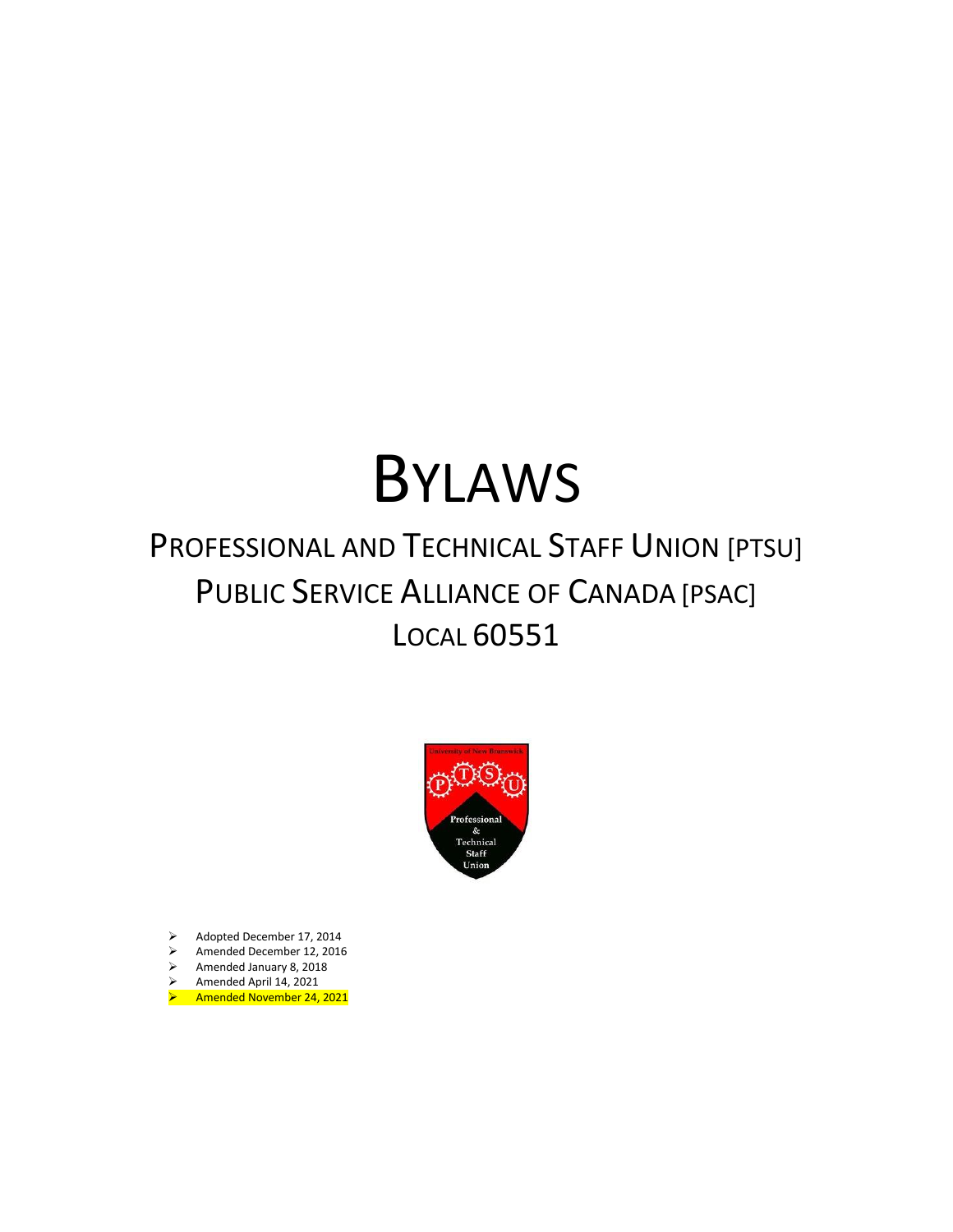# BYLAWS

## PROFESSIONAL AND TECHNICAL STAFF UNION [PTSU]
## PUBLIC SERVICE ALLIANCE OF CANADA [PSAC]
## LOCAL 60551

- Adopted December 17, 2014
- Amended December 12, 2016
- Amended January 8, 2018
- Amended April 14, 2021
- Amended November 24, 2021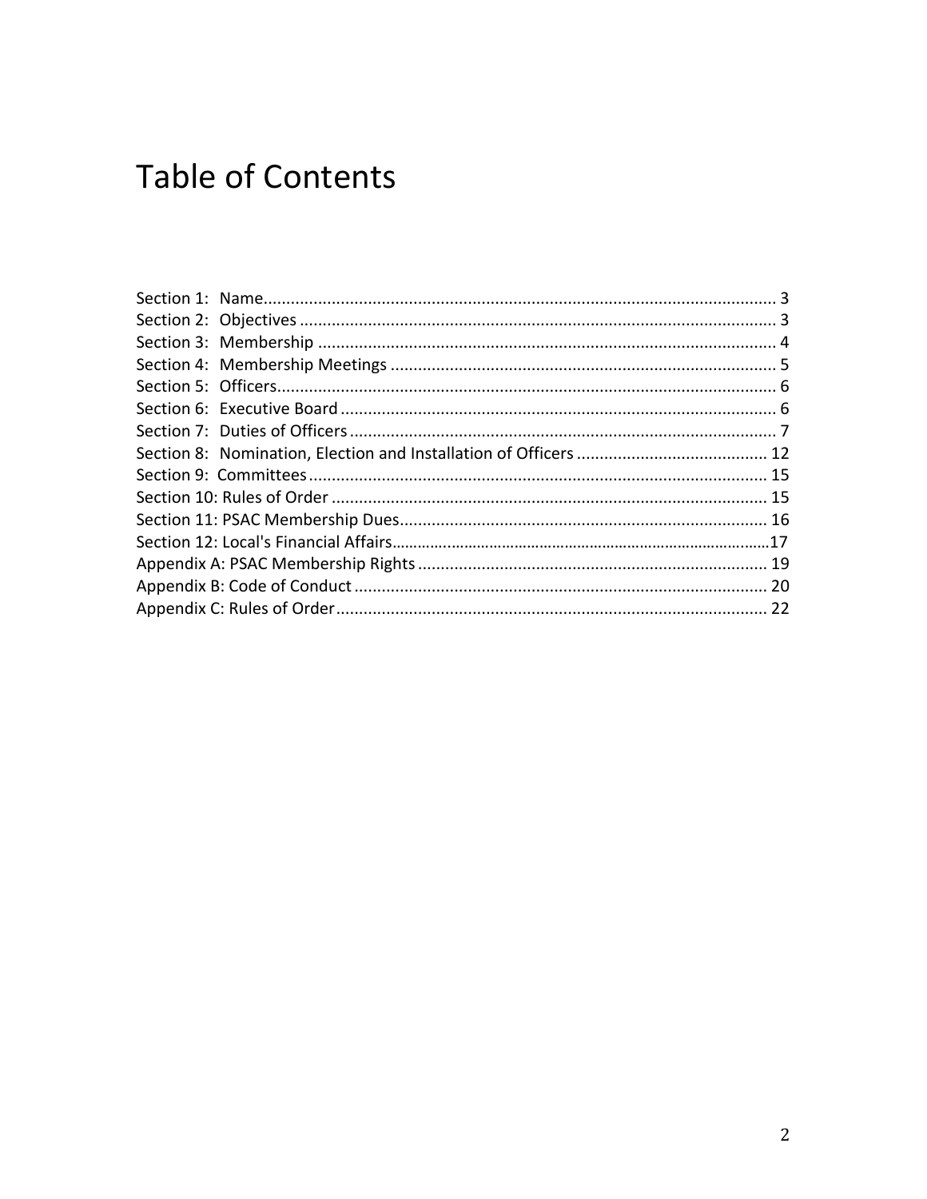# Table of Contents

Section 1: Name.................................................................................................................. 3
Section 2: Objectives ........................................................................................................ 3
Section 3: Membership ..................................................................................................... 4
Section 4: Membership Meetings ..................................................................................... 5
Section 5: Officers.............................................................................................................. 6
Section 6: Executive Board ................................................................................................ 6
Section 7: Duties of Officers .............................................................................................. 7
Section 8: Nomination, Election and Installation of Officers .......................................... 12
Section 9: Committees .................................................................................................... 15
Section 10: Rules of Order ............................................................................................... 15
Section 11: PSAC Membership Dues................................................................................ 16
Section 12: Local's Financial Affairs...................................................................................17
Appendix A: PSAC Membership Rights ............................................................................ 19
Appendix B: Code of Conduct .......................................................................................... 20
Appendix C: Rules of Order.............................................................................................. 22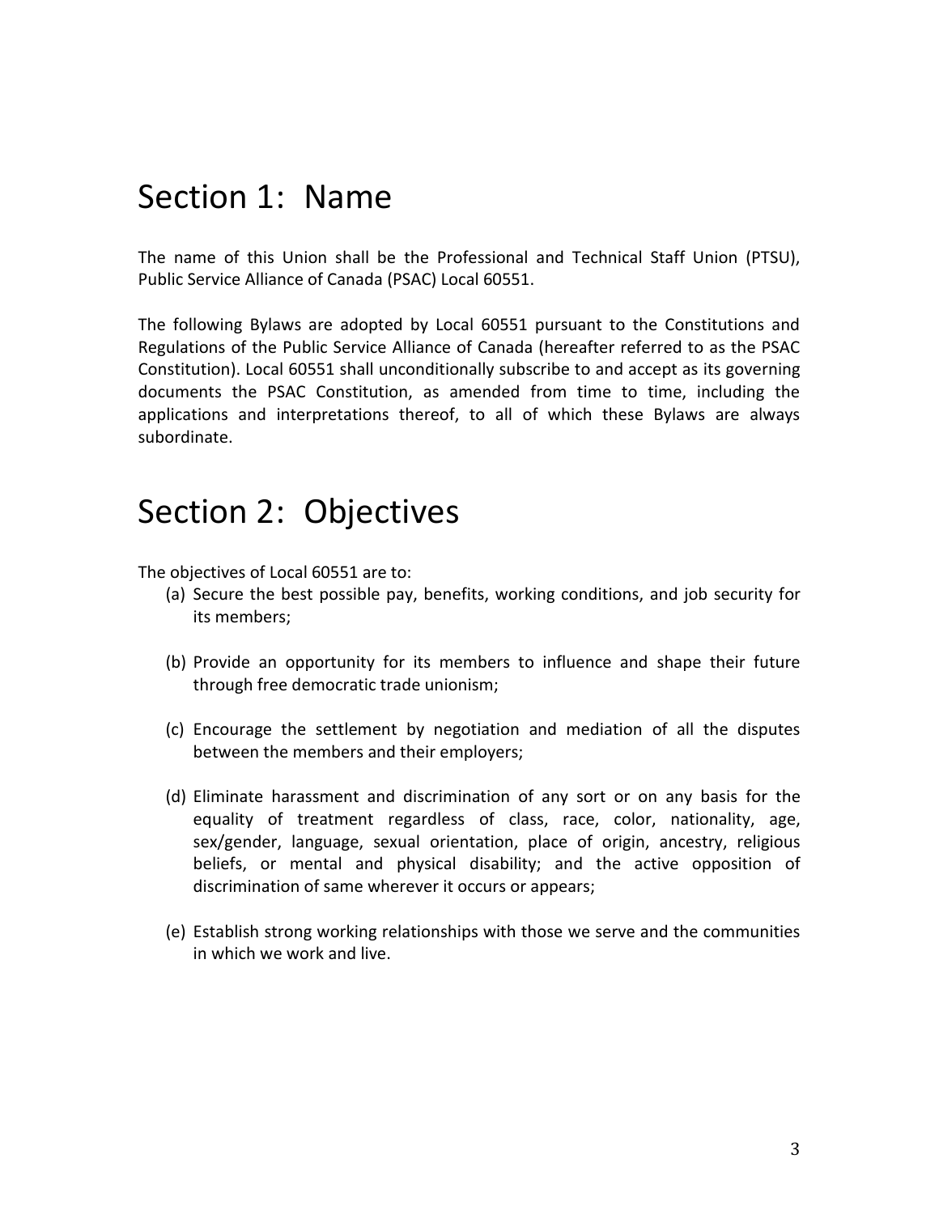# Section 1: Name

The name of this Union shall be the Professional and Technical Staff Union (PTSU), Public Service Alliance of Canada (PSAC) Local 60551.

The following Bylaws are adopted by Local 60551 pursuant to the Constitutions and Regulations of the Public Service Alliance of Canada (hereafter referred to as the PSAC Constitution). Local 60551 shall unconditionally subscribe to and accept as its governing documents the PSAC Constitution, as amended from time to time, including the applications and interpretations thereof, to all of which these Bylaws are always subordinate.

# Section 2: Objectives

The objectives of Local 60551 are to:

(a) Secure the best possible pay, benefits, working conditions, and job security for its members;

(b) Provide an opportunity for its members to influence and shape their future through free democratic trade unionism;

(c) Encourage the settlement by negotiation and mediation of all the disputes between the members and their employers;

(d) Eliminate harassment and discrimination of any sort or on any basis for the equality of treatment regardless of class, race, color, nationality, age, sex/gender, language, sexual orientation, place of origin, ancestry, religious beliefs, or mental and physical disability; and the active opposition of discrimination of same wherever it occurs or appears;

(e) Establish strong working relationships with those we serve and the communities in which we work and live.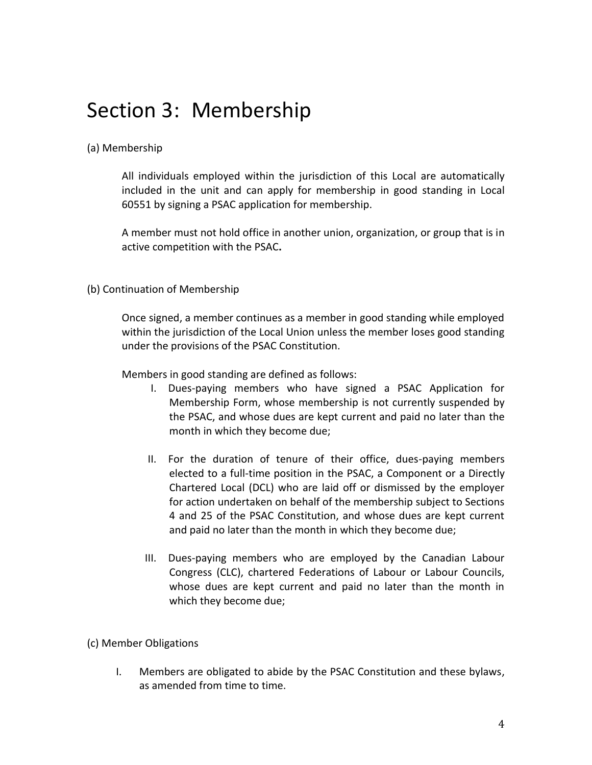# Section 3: Membership

(a) Membership

All individuals employed within the jurisdiction of this Local are automatically included in the unit and can apply for membership in good standing in Local 60551 by signing a PSAC application for membership.

A member must not hold office in another union, organization, or group that is in active competition with the PSAC**.**

(b) Continuation of Membership

Once signed, a member continues as a member in good standing while employed within the jurisdiction of the Local Union unless the member loses good standing under the provisions of the PSAC Constitution.

Members in good standing are defined as follows:

I. Dues-paying members who have signed a PSAC Application for Membership Form, whose membership is not currently suspended by the PSAC, and whose dues are kept current and paid no later than the month in which they become due;

II. For the duration of tenure of their office, dues-paying members elected to a full-time position in the PSAC, a Component or a Directly Chartered Local (DCL) who are laid off or dismissed by the employer for action undertaken on behalf of the membership subject to Sections 4 and 25 of the PSAC Constitution, and whose dues are kept current and paid no later than the month in which they become due;

III. Dues-paying members who are employed by the Canadian Labour Congress (CLC), chartered Federations of Labour or Labour Councils, whose dues are kept current and paid no later than the month in which they become due;

(c) Member Obligations

I. Members are obligated to abide by the PSAC Constitution and these bylaws, as amended from time to time.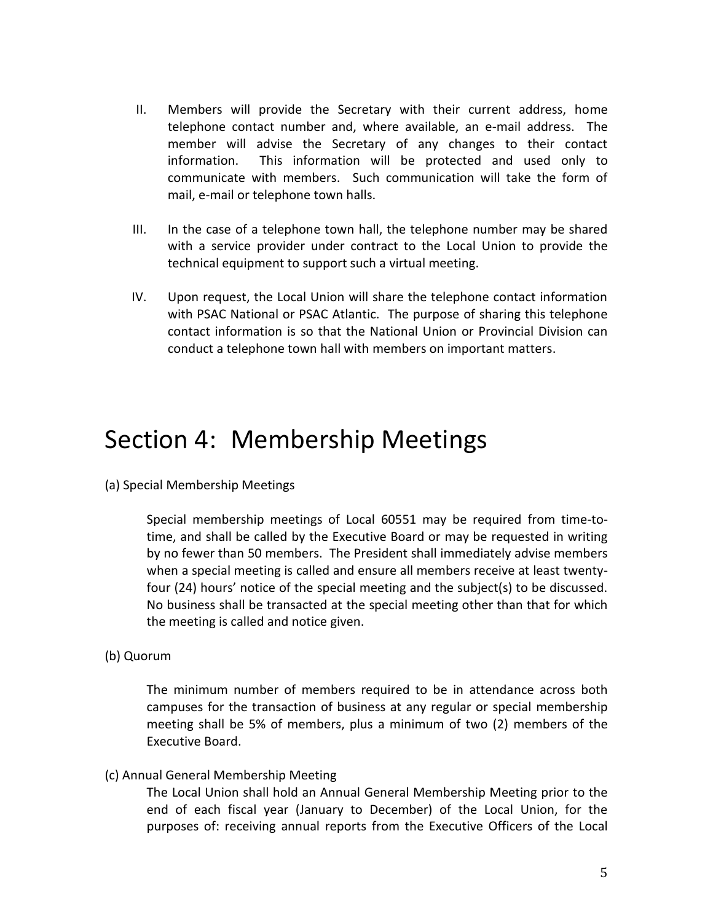II. Members will provide the Secretary with their current address, home telephone contact number and, where available, an e-mail address. The member will advise the Secretary of any changes to their contact information. This information will be protected and used only to communicate with members. Such communication will take the form of mail, e-mail or telephone town halls.

III. In the case of a telephone town hall, the telephone number may be shared with a service provider under contract to the Local Union to provide the technical equipment to support such a virtual meeting.

IV. Upon request, the Local Union will share the telephone contact information with PSAC National or PSAC Atlantic. The purpose of sharing this telephone contact information is so that the National Union or Provincial Division can conduct a telephone town hall with members on important matters.

# Section 4: Membership Meetings

(a) Special Membership Meetings

Special membership meetings of Local 60551 may be required from time-to-time, and shall be called by the Executive Board or may be requested in writing by no fewer than 50 members. The President shall immediately advise members when a special meeting is called and ensure all members receive at least twenty-four (24) hours' notice of the special meeting and the subject(s) to be discussed. No business shall be transacted at the special meeting other than that for which the meeting is called and notice given.

(b) Quorum

The minimum number of members required to be in attendance across both campuses for the transaction of business at any regular or special membership meeting shall be 5% of members, plus a minimum of two (2) members of the Executive Board.

(c) Annual General Membership Meeting

The Local Union shall hold an Annual General Membership Meeting prior to the end of each fiscal year (January to December) of the Local Union, for the purposes of: receiving annual reports from the Executive Officers of the Local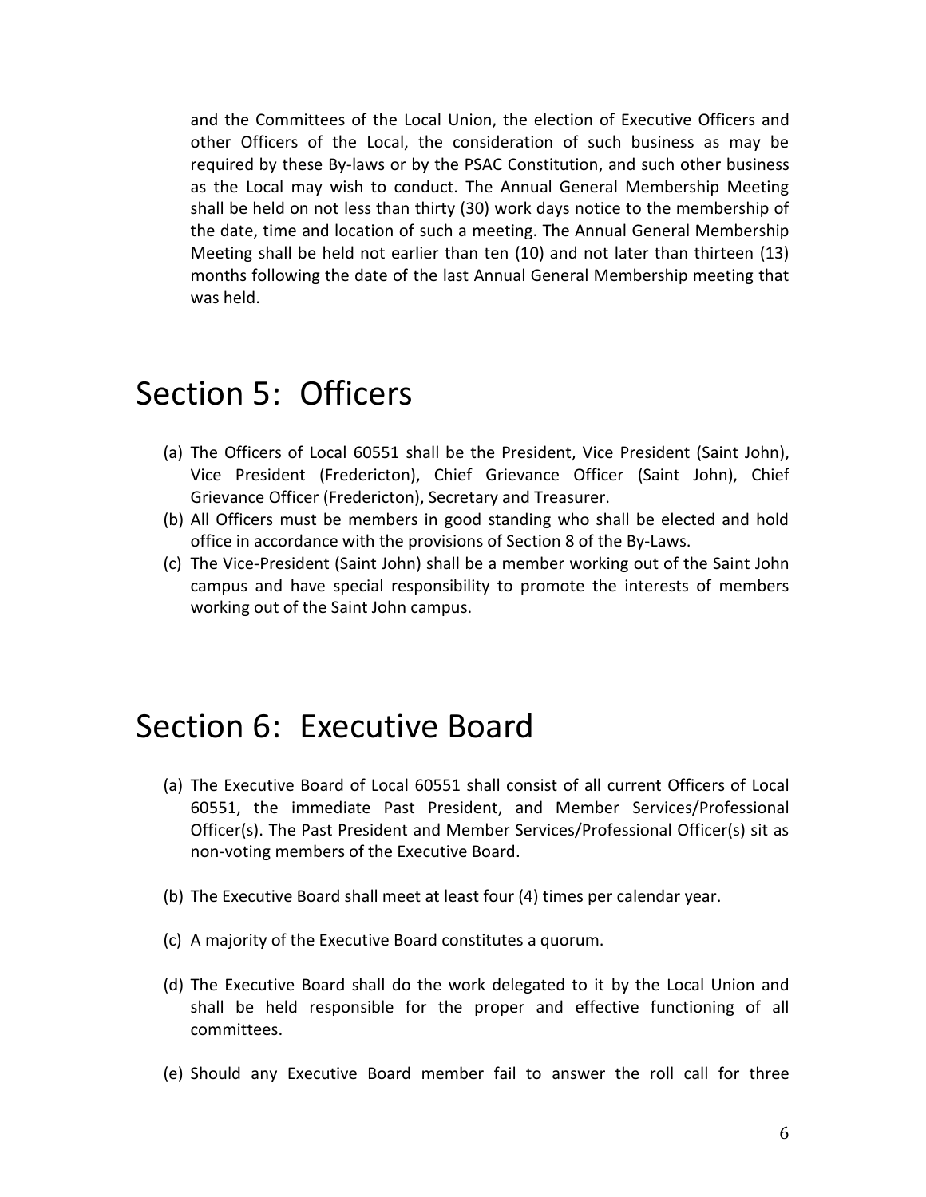and the Committees of the Local Union, the election of Executive Officers and other Officers of the Local, the consideration of such business as may be required by these By-laws or by the PSAC Constitution, and such other business as the Local may wish to conduct. The Annual General Membership Meeting shall be held on not less than thirty (30) work days notice to the membership of the date, time and location of such a meeting. The Annual General Membership Meeting shall be held not earlier than ten (10) and not later than thirteen (13) months following the date of the last Annual General Membership meeting that was held.

# Section 5: Officers

(a) The Officers of Local 60551 shall be the President, Vice President (Saint John), Vice President (Fredericton), Chief Grievance Officer (Saint John), Chief Grievance Officer (Fredericton), Secretary and Treasurer.

(b) All Officers must be members in good standing who shall be elected and hold office in accordance with the provisions of Section 8 of the By-Laws.

(c) The Vice-President (Saint John) shall be a member working out of the Saint John campus and have special responsibility to promote the interests of members working out of the Saint John campus.

# Section 6: Executive Board

(a) The Executive Board of Local 60551 shall consist of all current Officers of Local 60551, the immediate Past President, and Member Services/Professional Officer(s). The Past President and Member Services/Professional Officer(s) sit as non-voting members of the Executive Board.

(b) The Executive Board shall meet at least four (4) times per calendar year.

(c) A majority of the Executive Board constitutes a quorum.

(d) The Executive Board shall do the work delegated to it by the Local Union and shall be held responsible for the proper and effective functioning of all committees.

(e) Should any Executive Board member fail to answer the roll call for three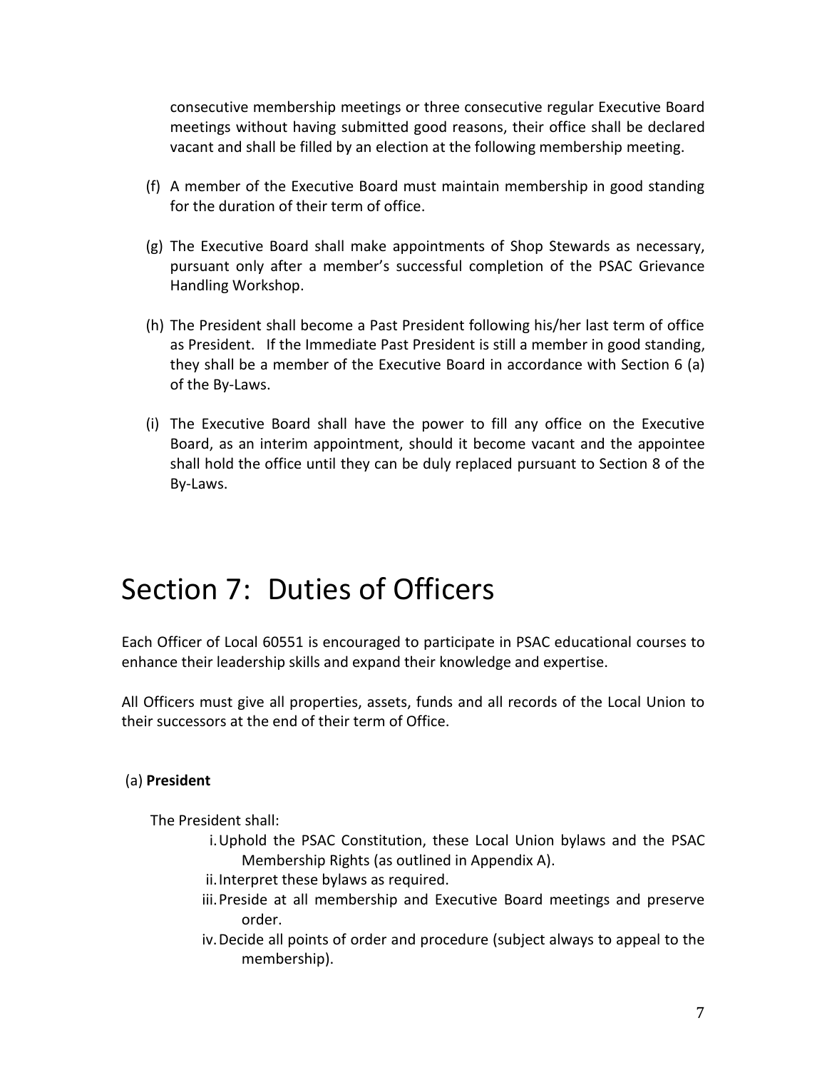consecutive membership meetings or three consecutive regular Executive Board meetings without having submitted good reasons, their office shall be declared vacant and shall be filled by an election at the following membership meeting.

(f) A member of the Executive Board must maintain membership in good standing for the duration of their term of office.

(g) The Executive Board shall make appointments of Shop Stewards as necessary, pursuant only after a member's successful completion of the PSAC Grievance Handling Workshop.

(h) The President shall become a Past President following his/her last term of office as President. If the Immediate Past President is still a member in good standing, they shall be a member of the Executive Board in accordance with Section 6 (a) of the By-Laws.

(i) The Executive Board shall have the power to fill any office on the Executive Board, as an interim appointment, should it become vacant and the appointee shall hold the office until they can be duly replaced pursuant to Section 8 of the By-Laws.

# Section 7: Duties of Officers

Each Officer of Local 60551 is encouraged to participate in PSAC educational courses to enhance their leadership skills and expand their knowledge and expertise.

All Officers must give all properties, assets, funds and all records of the Local Union to their successors at the end of their term of Office.

(a) **President**

The President shall:

i. Uphold the PSAC Constitution, these Local Union bylaws and the PSAC Membership Rights (as outlined in Appendix A).
ii. Interpret these bylaws as required.
iii. Preside at all membership and Executive Board meetings and preserve order.
iv. Decide all points of order and procedure (subject always to appeal to the membership).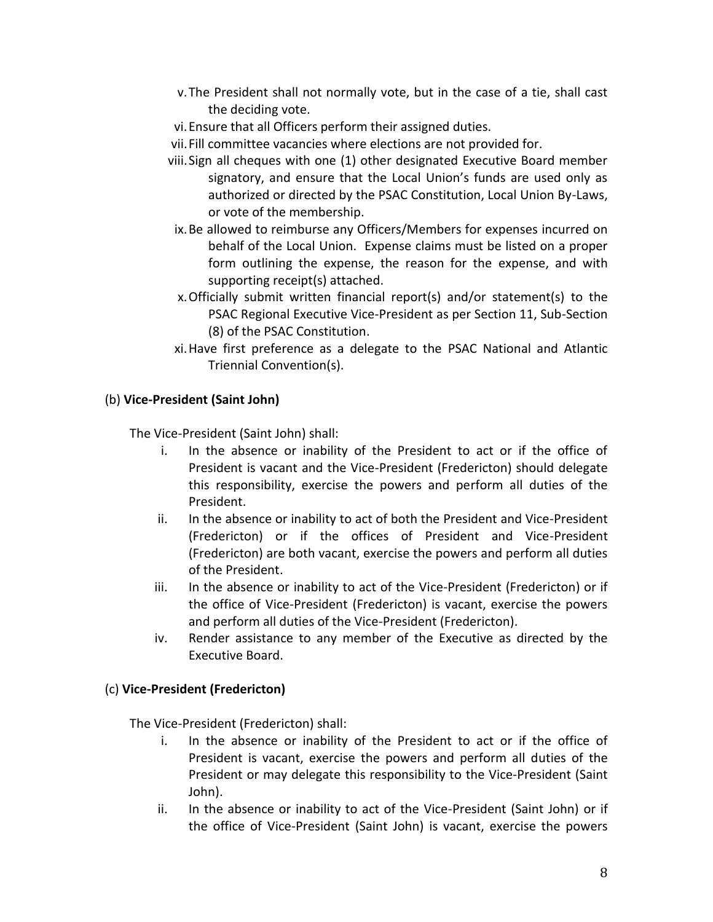v. The President shall not normally vote, but in the case of a tie, shall cast the deciding vote.

vi. Ensure that all Officers perform their assigned duties.

vii. Fill committee vacancies where elections are not provided for.

viii. Sign all cheques with one (1) other designated Executive Board member signatory, and ensure that the Local Union's funds are used only as authorized or directed by the PSAC Constitution, Local Union By-Laws, or vote of the membership.

ix. Be allowed to reimburse any Officers/Members for expenses incurred on behalf of the Local Union. Expense claims must be listed on a proper form outlining the expense, the reason for the expense, and with supporting receipt(s) attached.

x. Officially submit written financial report(s) and/or statement(s) to the PSAC Regional Executive Vice-President as per Section 11, Sub-Section (8) of the PSAC Constitution.

xi. Have first preference as a delegate to the PSAC National and Atlantic Triennial Convention(s).

(b) **Vice-President (Saint John)**

The Vice-President (Saint John) shall:

i. In the absence or inability of the President to act or if the office of President is vacant and the Vice-President (Fredericton) should delegate this responsibility, exercise the powers and perform all duties of the President.

ii. In the absence or inability to act of both the President and Vice-President (Fredericton) or if the offices of President and Vice-President (Fredericton) are both vacant, exercise the powers and perform all duties of the President.

iii. In the absence or inability to act of the Vice-President (Fredericton) or if the office of Vice-President (Fredericton) is vacant, exercise the powers and perform all duties of the Vice-President (Fredericton).

iv. Render assistance to any member of the Executive as directed by the Executive Board.

(c) **Vice-President (Fredericton)**

The Vice-President (Fredericton) shall:

i. In the absence or inability of the President to act or if the office of President is vacant, exercise the powers and perform all duties of the President or may delegate this responsibility to the Vice-President (Saint John).

ii. In the absence or inability to act of the Vice-President (Saint John) or if the office of Vice-President (Saint John) is vacant, exercise the powers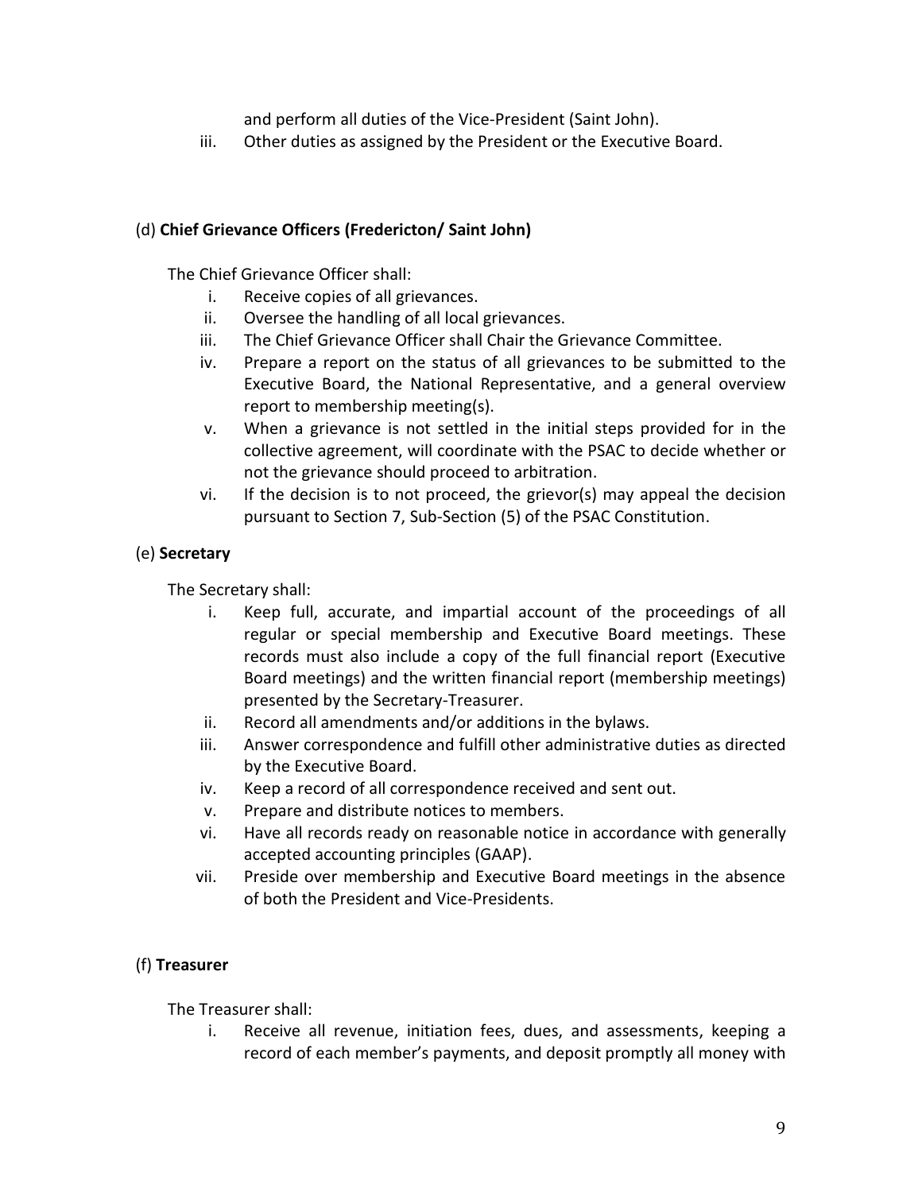and perform all duties of the Vice-President (Saint John).

iii. Other duties as assigned by the President or the Executive Board.

(d) **Chief Grievance Officers (Fredericton/ Saint John)**

The Chief Grievance Officer shall:

i. Receive copies of all grievances.
ii. Oversee the handling of all local grievances.
iii. The Chief Grievance Officer shall Chair the Grievance Committee.
iv. Prepare a report on the status of all grievances to be submitted to the Executive Board, the National Representative, and a general overview report to membership meeting(s).
v. When a grievance is not settled in the initial steps provided for in the collective agreement, will coordinate with the PSAC to decide whether or not the grievance should proceed to arbitration.
vi. If the decision is to not proceed, the grievor(s) may appeal the decision pursuant to Section 7, Sub-Section (5) of the PSAC Constitution.

(e) **Secretary**

The Secretary shall:

i. Keep full, accurate, and impartial account of the proceedings of all regular or special membership and Executive Board meetings. These records must also include a copy of the full financial report (Executive Board meetings) and the written financial report (membership meetings) presented by the Secretary-Treasurer.
ii. Record all amendments and/or additions in the bylaws.
iii. Answer correspondence and fulfill other administrative duties as directed by the Executive Board.
iv. Keep a record of all correspondence received and sent out.
v. Prepare and distribute notices to members.
vi. Have all records ready on reasonable notice in accordance with generally accepted accounting principles (GAAP).
vii. Preside over membership and Executive Board meetings in the absence of both the President and Vice-Presidents.

(f) **Treasurer**

The Treasurer shall:

i. Receive all revenue, initiation fees, dues, and assessments, keeping a record of each member's payments, and deposit promptly all money with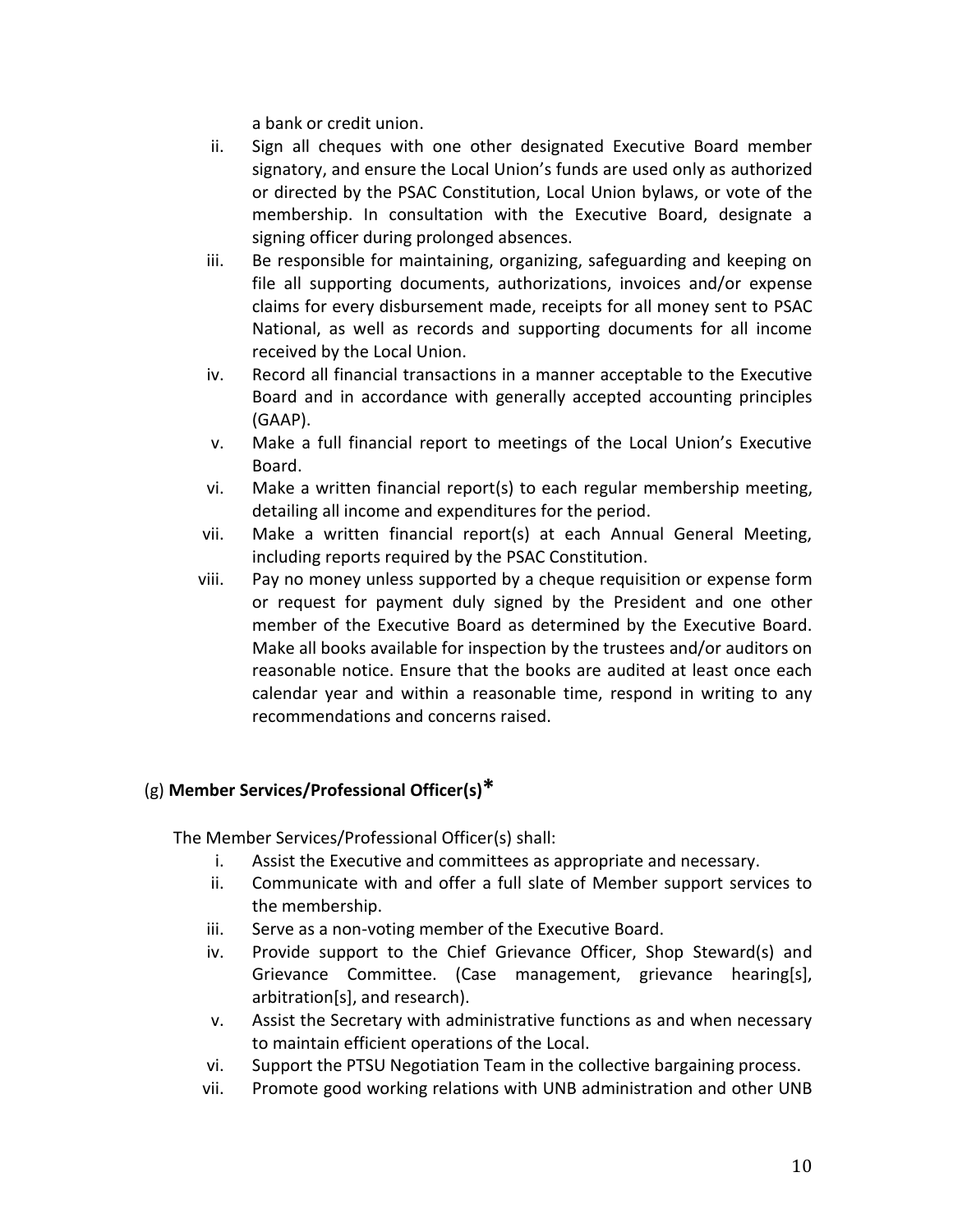a bank or credit union.

ii. Sign all cheques with one other designated Executive Board member signatory, and ensure the Local Union's funds are used only as authorized or directed by the PSAC Constitution, Local Union bylaws, or vote of the membership. In consultation with the Executive Board, designate a signing officer during prolonged absences.

iii. Be responsible for maintaining, organizing, safeguarding and keeping on file all supporting documents, authorizations, invoices and/or expense claims for every disbursement made, receipts for all money sent to PSAC National, as well as records and supporting documents for all income received by the Local Union.

iv. Record all financial transactions in a manner acceptable to the Executive Board and in accordance with generally accepted accounting principles (GAAP).

v. Make a full financial report to meetings of the Local Union's Executive Board.

vi. Make a written financial report(s) to each regular membership meeting, detailing all income and expenditures for the period.

vii. Make a written financial report(s) at each Annual General Meeting, including reports required by the PSAC Constitution.

viii. Pay no money unless supported by a cheque requisition or expense form or request for payment duly signed by the President and one other member of the Executive Board as determined by the Executive Board. Make all books available for inspection by the trustees and/or auditors on reasonable notice. Ensure that the books are audited at least once each calendar year and within a reasonable time, respond in writing to any recommendations and concerns raised.

(g) **Member Services/Professional Officer(s)***

The Member Services/Professional Officer(s) shall:

i. Assist the Executive and committees as appropriate and necessary.

ii. Communicate with and offer a full slate of Member support services to the membership.

iii. Serve as a non-voting member of the Executive Board.

iv. Provide support to the Chief Grievance Officer, Shop Steward(s) and Grievance Committee. (Case management, grievance hearing[s], arbitration[s], and research).

v. Assist the Secretary with administrative functions as and when necessary to maintain efficient operations of the Local.

vi. Support the PTSU Negotiation Team in the collective bargaining process.

vii. Promote good working relations with UNB administration and other UNB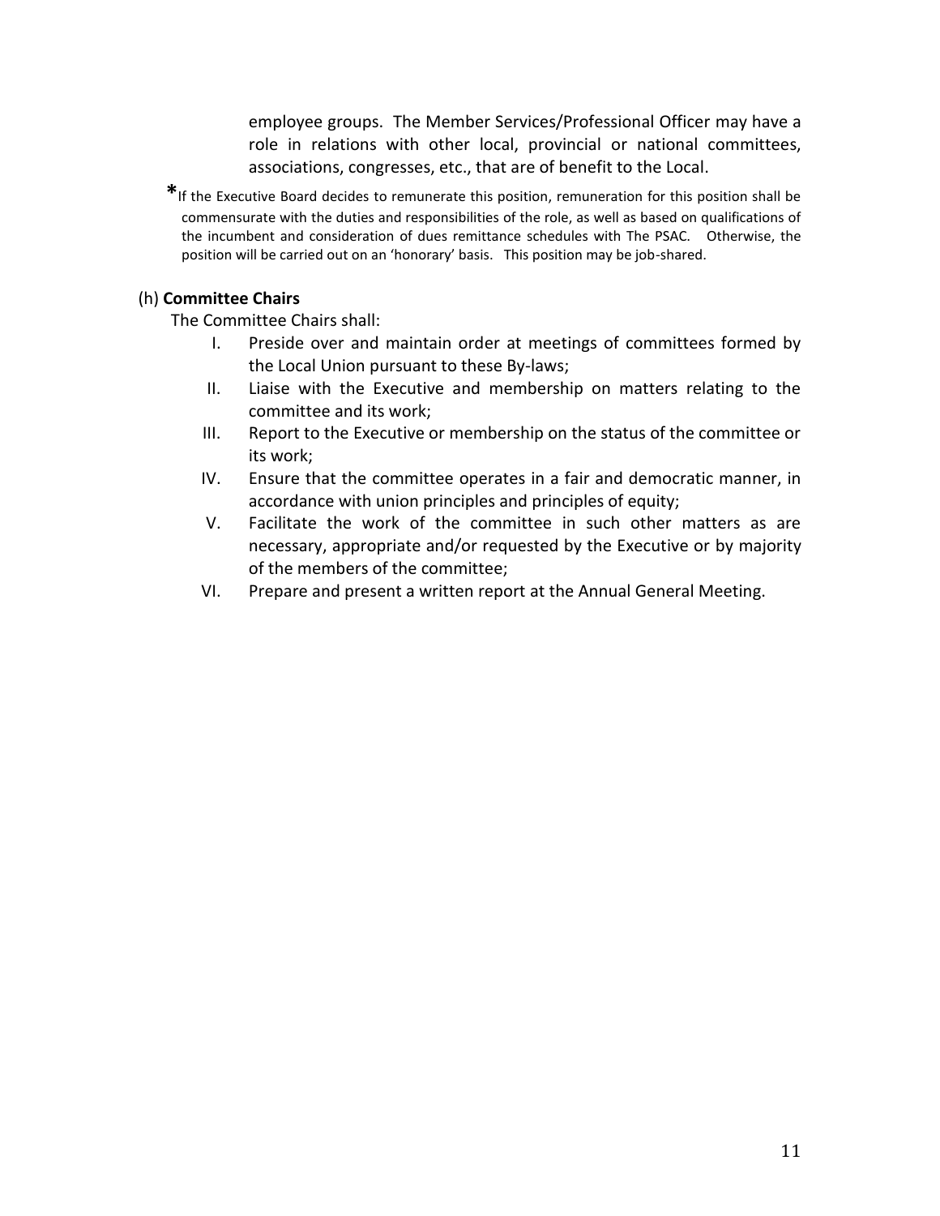employee groups. The Member Services/Professional Officer may have a role in relations with other local, provincial or national committees, associations, congresses, etc., that are of benefit to the Local.

*If the Executive Board decides to remunerate this position, remuneration for this position shall be commensurate with the duties and responsibilities of the role, as well as based on qualifications of the incumbent and consideration of dues remittance schedules with The PSAC. Otherwise, the position will be carried out on an 'honorary' basis. This position may be job-shared.

(h) **Committee Chairs**

The Committee Chairs shall:

I. Preside over and maintain order at meetings of committees formed by the Local Union pursuant to these By-laws;

II. Liaise with the Executive and membership on matters relating to the committee and its work;

III. Report to the Executive or membership on the status of the committee or its work;

IV. Ensure that the committee operates in a fair and democratic manner, in accordance with union principles and principles of equity;

V. Facilitate the work of the committee in such other matters as are necessary, appropriate and/or requested by the Executive or by majority of the members of the committee;

VI. Prepare and present a written report at the Annual General Meeting.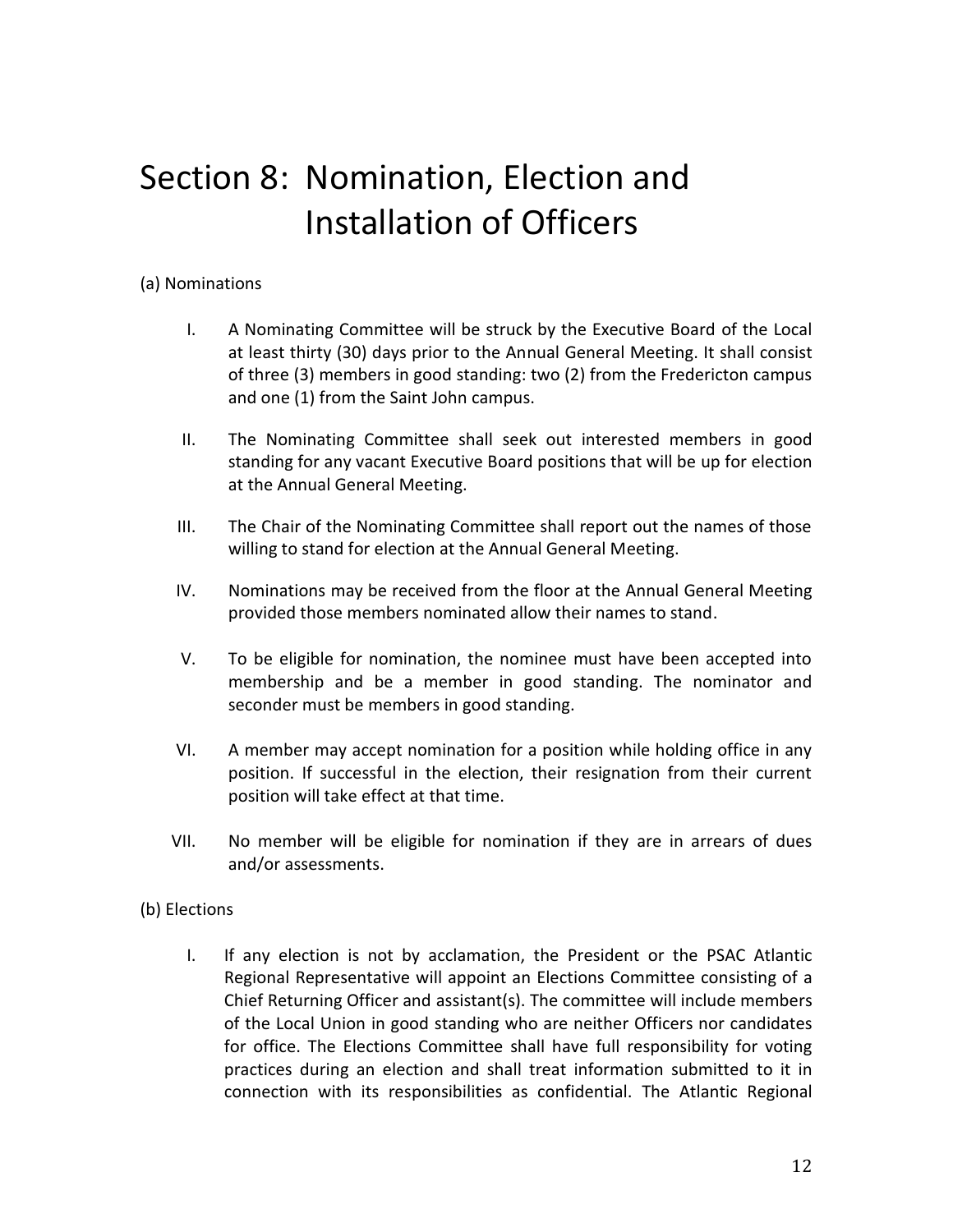# Section 8: Nomination, Election and Installation of Officers

(a) Nominations

I. A Nominating Committee will be struck by the Executive Board of the Local at least thirty (30) days prior to the Annual General Meeting. It shall consist of three (3) members in good standing: two (2) from the Fredericton campus and one (1) from the Saint John campus.

II. The Nominating Committee shall seek out interested members in good standing for any vacant Executive Board positions that will be up for election at the Annual General Meeting.

III. The Chair of the Nominating Committee shall report out the names of those willing to stand for election at the Annual General Meeting.

IV. Nominations may be received from the floor at the Annual General Meeting provided those members nominated allow their names to stand.

V. To be eligible for nomination, the nominee must have been accepted into membership and be a member in good standing. The nominator and seconder must be members in good standing.

VI. A member may accept nomination for a position while holding office in any position. If successful in the election, their resignation from their current position will take effect at that time.

VII. No member will be eligible for nomination if they are in arrears of dues and/or assessments.

(b) Elections

I. If any election is not by acclamation, the President or the PSAC Atlantic Regional Representative will appoint an Elections Committee consisting of a Chief Returning Officer and assistant(s). The committee will include members of the Local Union in good standing who are neither Officers nor candidates for office. The Elections Committee shall have full responsibility for voting practices during an election and shall treat information submitted to it in connection with its responsibilities as confidential. The Atlantic Regional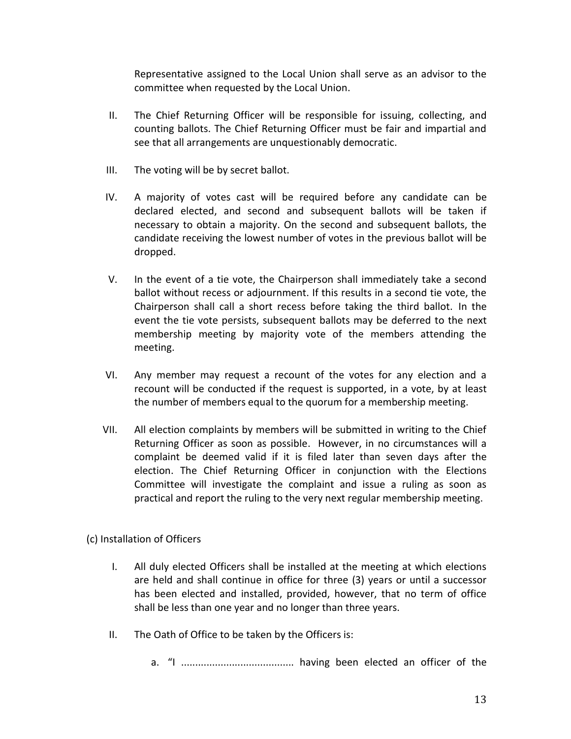Representative assigned to the Local Union shall serve as an advisor to the committee when requested by the Local Union.

II. The Chief Returning Officer will be responsible for issuing, collecting, and counting ballots. The Chief Returning Officer must be fair and impartial and see that all arrangements are unquestionably democratic.

III. The voting will be by secret ballot.

IV. A majority of votes cast will be required before any candidate can be declared elected, and second and subsequent ballots will be taken if necessary to obtain a majority. On the second and subsequent ballots, the candidate receiving the lowest number of votes in the previous ballot will be dropped.

V. In the event of a tie vote, the Chairperson shall immediately take a second ballot without recess or adjournment. If this results in a second tie vote, the Chairperson shall call a short recess before taking the third ballot. In the event the tie vote persists, subsequent ballots may be deferred to the next membership meeting by majority vote of the members attending the meeting.

VI. Any member may request a recount of the votes for any election and a recount will be conducted if the request is supported, in a vote, by at least the number of members equal to the quorum for a membership meeting.

VII. All election complaints by members will be submitted in writing to the Chief Returning Officer as soon as possible. However, in no circumstances will a complaint be deemed valid if it is filed later than seven days after the election. The Chief Returning Officer in conjunction with the Elections Committee will investigate the complaint and issue a ruling as soon as practical and report the ruling to the very next regular membership meeting.

(c) Installation of Officers

I. All duly elected Officers shall be installed at the meeting at which elections are held and shall continue in office for three (3) years or until a successor has been elected and installed, provided, however, that no term of office shall be less than one year and no longer than three years.

II. The Oath of Office to be taken by the Officers is:

a. "I ........................................ having been elected an officer of the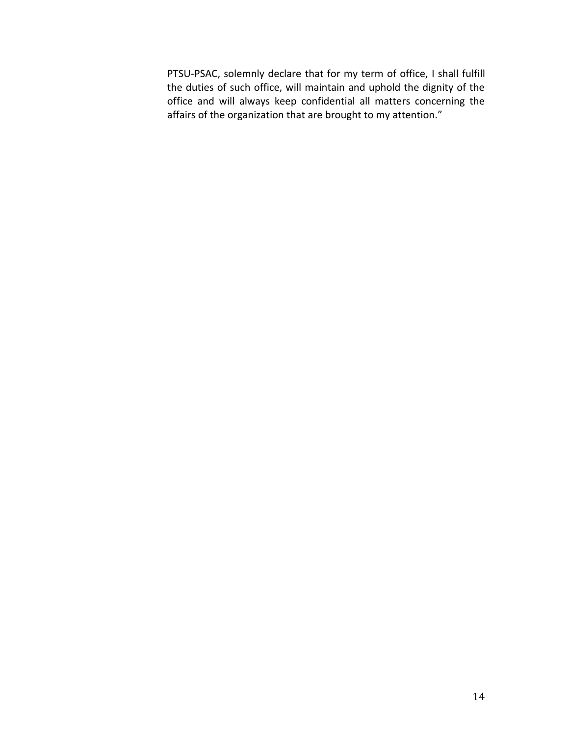PTSU-PSAC, solemnly declare that for my term of office, I shall fulfill the duties of such office, will maintain and uphold the dignity of the office and will always keep confidential all matters concerning the affairs of the organization that are brought to my attention."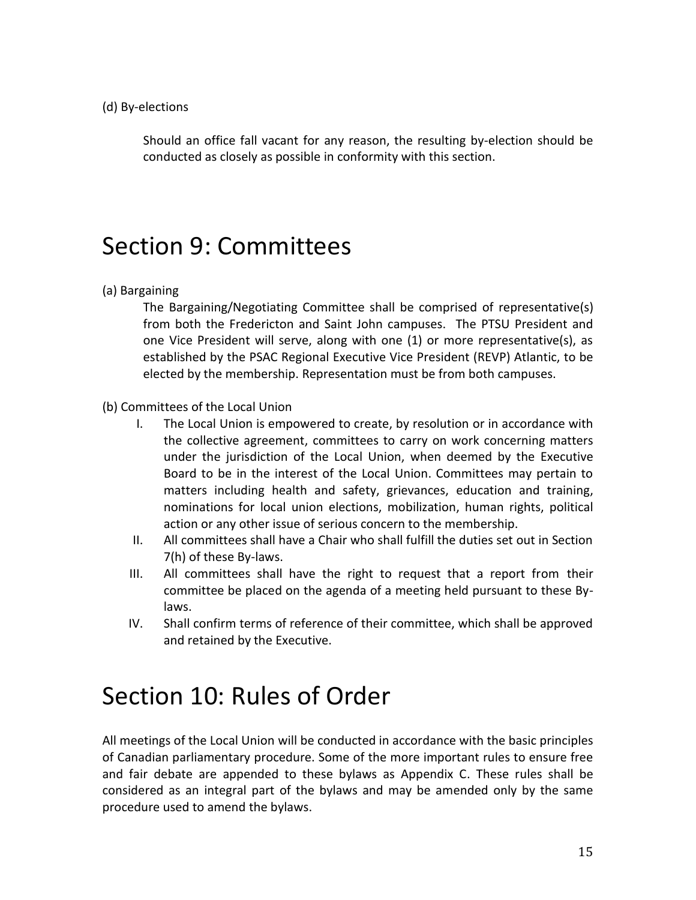(d) By-elections

Should an office fall vacant for any reason, the resulting by-election should be conducted as closely as possible in conformity with this section.

# Section 9: Committees

(a) Bargaining

The Bargaining/Negotiating Committee shall be comprised of representative(s) from both the Fredericton and Saint John campuses. The PTSU President and one Vice President will serve, along with one (1) or more representative(s), as established by the PSAC Regional Executive Vice President (REVP) Atlantic, to be elected by the membership. Representation must be from both campuses.

(b) Committees of the Local Union

I. The Local Union is empowered to create, by resolution or in accordance with the collective agreement, committees to carry on work concerning matters under the jurisdiction of the Local Union, when deemed by the Executive Board to be in the interest of the Local Union. Committees may pertain to matters including health and safety, grievances, education and training, nominations for local union elections, mobilization, human rights, political action or any other issue of serious concern to the membership.

II. All committees shall have a Chair who shall fulfill the duties set out in Section 7(h) of these By-laws.

III. All committees shall have the right to request that a report from their committee be placed on the agenda of a meeting held pursuant to these By-laws.

IV. Shall confirm terms of reference of their committee, which shall be approved and retained by the Executive.

# Section 10: Rules of Order

All meetings of the Local Union will be conducted in accordance with the basic principles of Canadian parliamentary procedure. Some of the more important rules to ensure free and fair debate are appended to these bylaws as Appendix C. These rules shall be considered as an integral part of the bylaws and may be amended only by the same procedure used to amend the bylaws.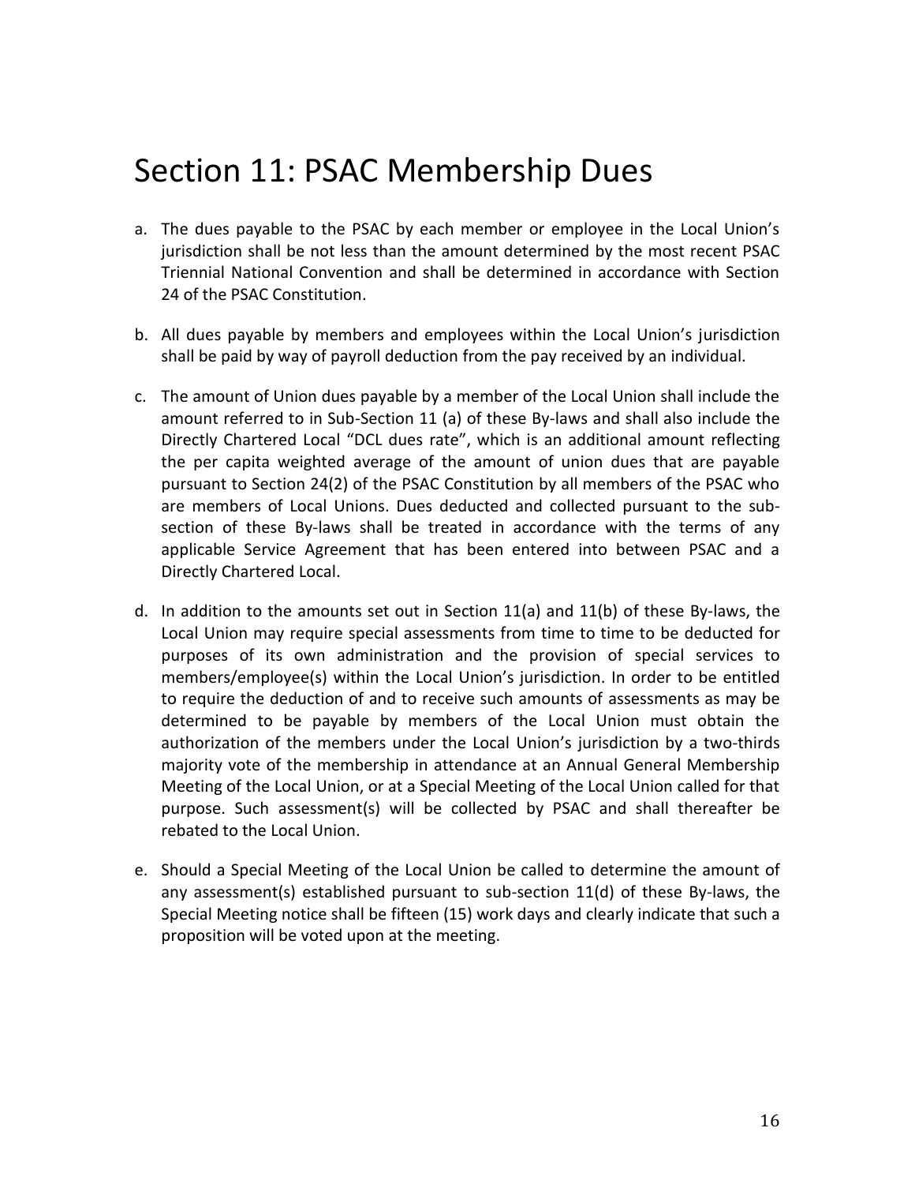# Section 11: PSAC Membership Dues

a. The dues payable to the PSAC by each member or employee in the Local Union's jurisdiction shall be not less than the amount determined by the most recent PSAC Triennial National Convention and shall be determined in accordance with Section 24 of the PSAC Constitution.

b. All dues payable by members and employees within the Local Union's jurisdiction shall be paid by way of payroll deduction from the pay received by an individual.

c. The amount of Union dues payable by a member of the Local Union shall include the amount referred to in Sub-Section 11 (a) of these By-laws and shall also include the Directly Chartered Local "DCL dues rate", which is an additional amount reflecting the per capita weighted average of the amount of union dues that are payable pursuant to Section 24(2) of the PSAC Constitution by all members of the PSAC who are members of Local Unions. Dues deducted and collected pursuant to the sub-section of these By-laws shall be treated in accordance with the terms of any applicable Service Agreement that has been entered into between PSAC and a Directly Chartered Local.

d. In addition to the amounts set out in Section 11(a) and 11(b) of these By-laws, the Local Union may require special assessments from time to time to be deducted for purposes of its own administration and the provision of special services to members/employee(s) within the Local Union's jurisdiction. In order to be entitled to require the deduction of and to receive such amounts of assessments as may be determined to be payable by members of the Local Union must obtain the authorization of the members under the Local Union's jurisdiction by a two-thirds majority vote of the membership in attendance at an Annual General Membership Meeting of the Local Union, or at a Special Meeting of the Local Union called for that purpose. Such assessment(s) will be collected by PSAC and shall thereafter be rebated to the Local Union.

e. Should a Special Meeting of the Local Union be called to determine the amount of any assessment(s) established pursuant to sub-section 11(d) of these By-laws, the Special Meeting notice shall be fifteen (15) work days and clearly indicate that such a proposition will be voted upon at the meeting.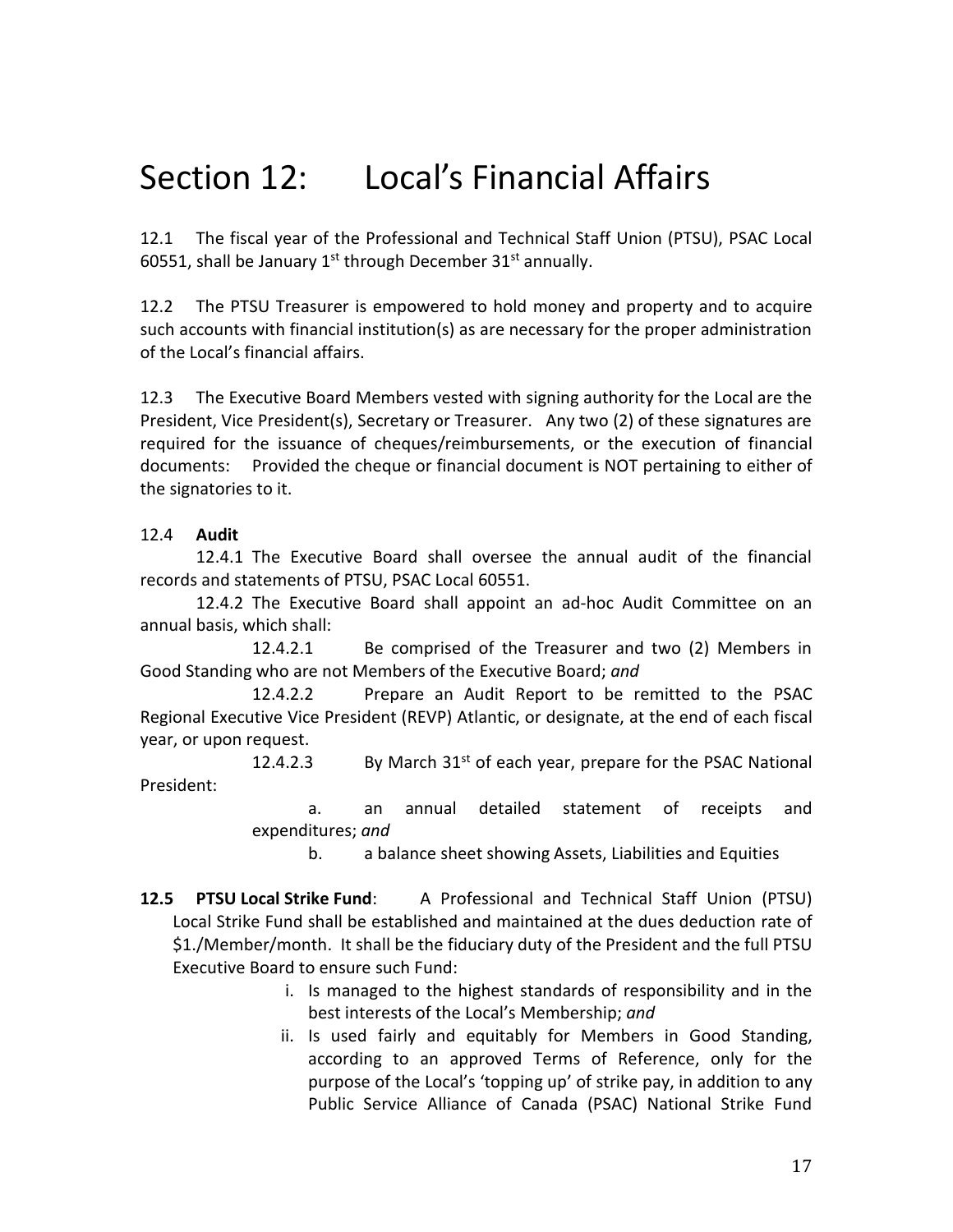# Section 12: Local's Financial Affairs

12.1 The fiscal year of the Professional and Technical Staff Union (PTSU), PSAC Local 60551, shall be January 1st through December 31st annually.

12.2 The PTSU Treasurer is empowered to hold money and property and to acquire such accounts with financial institution(s) as are necessary for the proper administration of the Local's financial affairs.

12.3 The Executive Board Members vested with signing authority for the Local are the President, Vice President(s), Secretary or Treasurer. Any two (2) of these signatures are required for the issuance of cheques/reimbursements, or the execution of financial documents: Provided the cheque or financial document is NOT pertaining to either of the signatories to it.

12.4 **Audit**

12.4.1 The Executive Board shall oversee the annual audit of the financial records and statements of PTSU, PSAC Local 60551.

12.4.2 The Executive Board shall appoint an ad-hoc Audit Committee on an annual basis, which shall:

12.4.2.1 Be comprised of the Treasurer and two (2) Members in Good Standing who are not Members of the Executive Board; *and*

12.4.2.2 Prepare an Audit Report to be remitted to the PSAC Regional Executive Vice President (REVP) Atlantic, or designate, at the end of each fiscal year, or upon request.

12.4.2.3 By March 31st of each year, prepare for the PSAC National President:

a. an annual detailed statement of receipts and expenditures; *and*

b. a balance sheet showing Assets, Liabilities and Equities

**12.5 PTSU Local Strike Fund**: A Professional and Technical Staff Union (PTSU) Local Strike Fund shall be established and maintained at the dues deduction rate of $1./Member/month. It shall be the fiduciary duty of the President and the full PTSU Executive Board to ensure such Fund:

i. Is managed to the highest standards of responsibility and in the best interests of the Local's Membership; *and*

ii. Is used fairly and equitably for Members in Good Standing, according to an approved Terms of Reference, only for the purpose of the Local's 'topping up' of strike pay, in addition to any Public Service Alliance of Canada (PSAC) National Strike Fund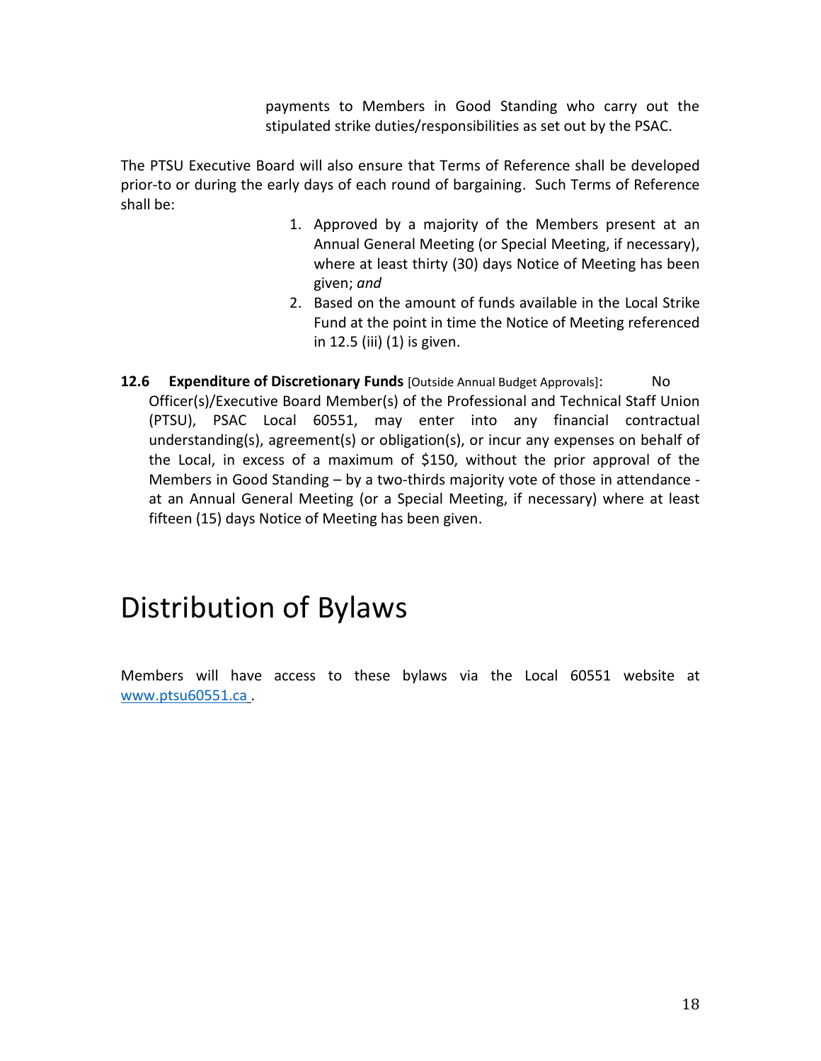payments to Members in Good Standing who carry out the stipulated strike duties/responsibilities as set out by the PSAC.

The PTSU Executive Board will also ensure that Terms of Reference shall be developed prior-to or during the early days of each round of bargaining. Such Terms of Reference shall be:

1. Approved by a majority of the Members present at an Annual General Meeting (or Special Meeting, if necessary), where at least thirty (30) days Notice of Meeting has been given; *and*
2. Based on the amount of funds available in the Local Strike Fund at the point in time the Notice of Meeting referenced in 12.5 (iii) (1) is given.

**12.6 Expenditure of Discretionary Funds** [Outside Annual Budget Approvals]: No Officer(s)/Executive Board Member(s) of the Professional and Technical Staff Union (PTSU), PSAC Local 60551, may enter into any financial contractual understanding(s), agreement(s) or obligation(s), or incur any expenses on behalf of the Local, in excess of a maximum of $150, without the prior approval of the Members in Good Standing – by a two-thirds majority vote of those in attendance - at an Annual General Meeting (or a Special Meeting, if necessary) where at least fifteen (15) days Notice of Meeting has been given.

# Distribution of Bylaws

Members will have access to these bylaws via the Local 60551 website at [www.ptsu60551.ca](http://www.ptsu60551.ca) .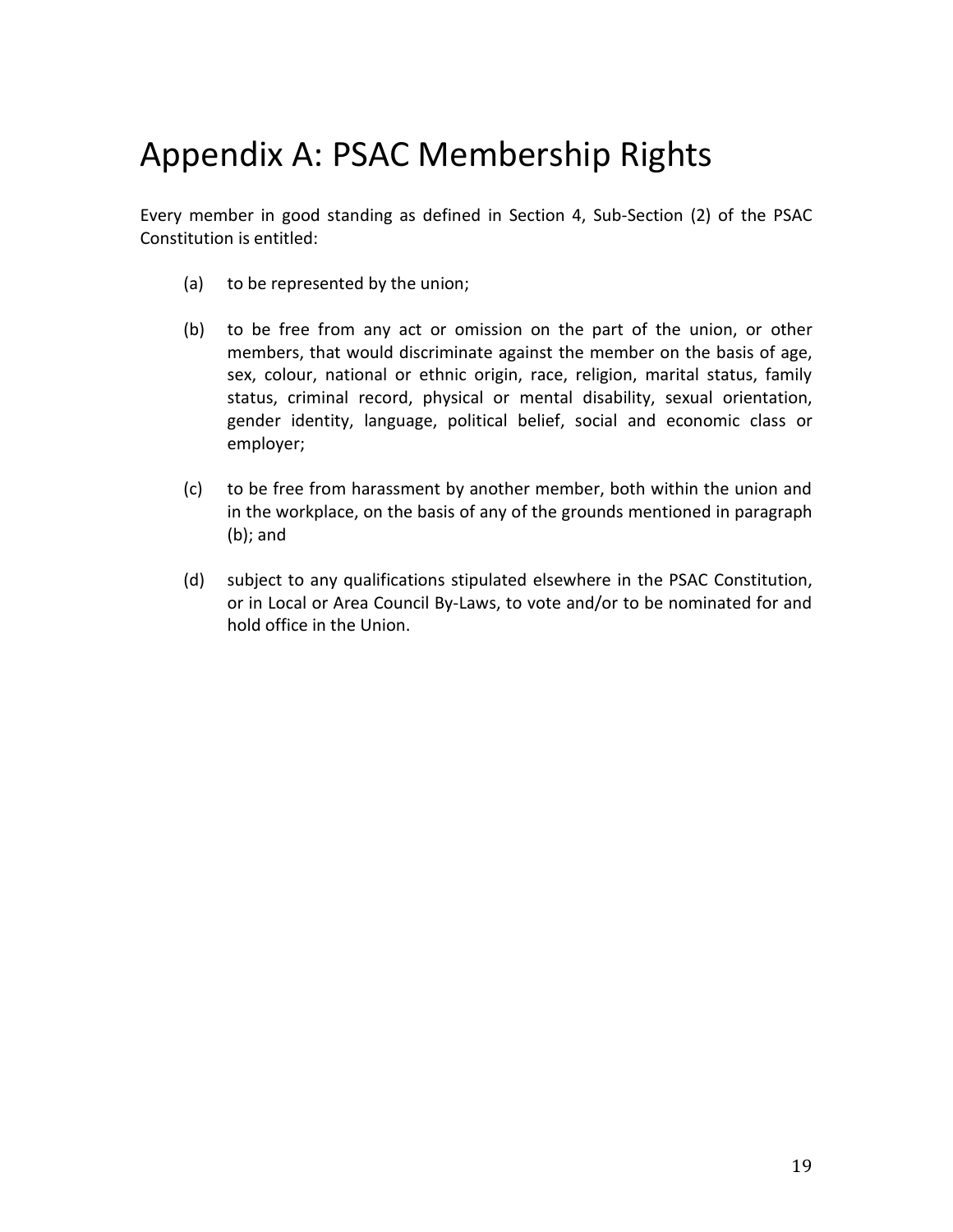# Appendix A: PSAC Membership Rights

Every member in good standing as defined in Section 4, Sub-Section (2) of the PSAC Constitution is entitled:

(a) to be represented by the union;

(b) to be free from any act or omission on the part of the union, or other members, that would discriminate against the member on the basis of age, sex, colour, national or ethnic origin, race, religion, marital status, family status, criminal record, physical or mental disability, sexual orientation, gender identity, language, political belief, social and economic class or employer;

(c) to be free from harassment by another member, both within the union and in the workplace, on the basis of any of the grounds mentioned in paragraph (b); and

(d) subject to any qualifications stipulated elsewhere in the PSAC Constitution, or in Local or Area Council By-Laws, to vote and/or to be nominated for and hold office in the Union.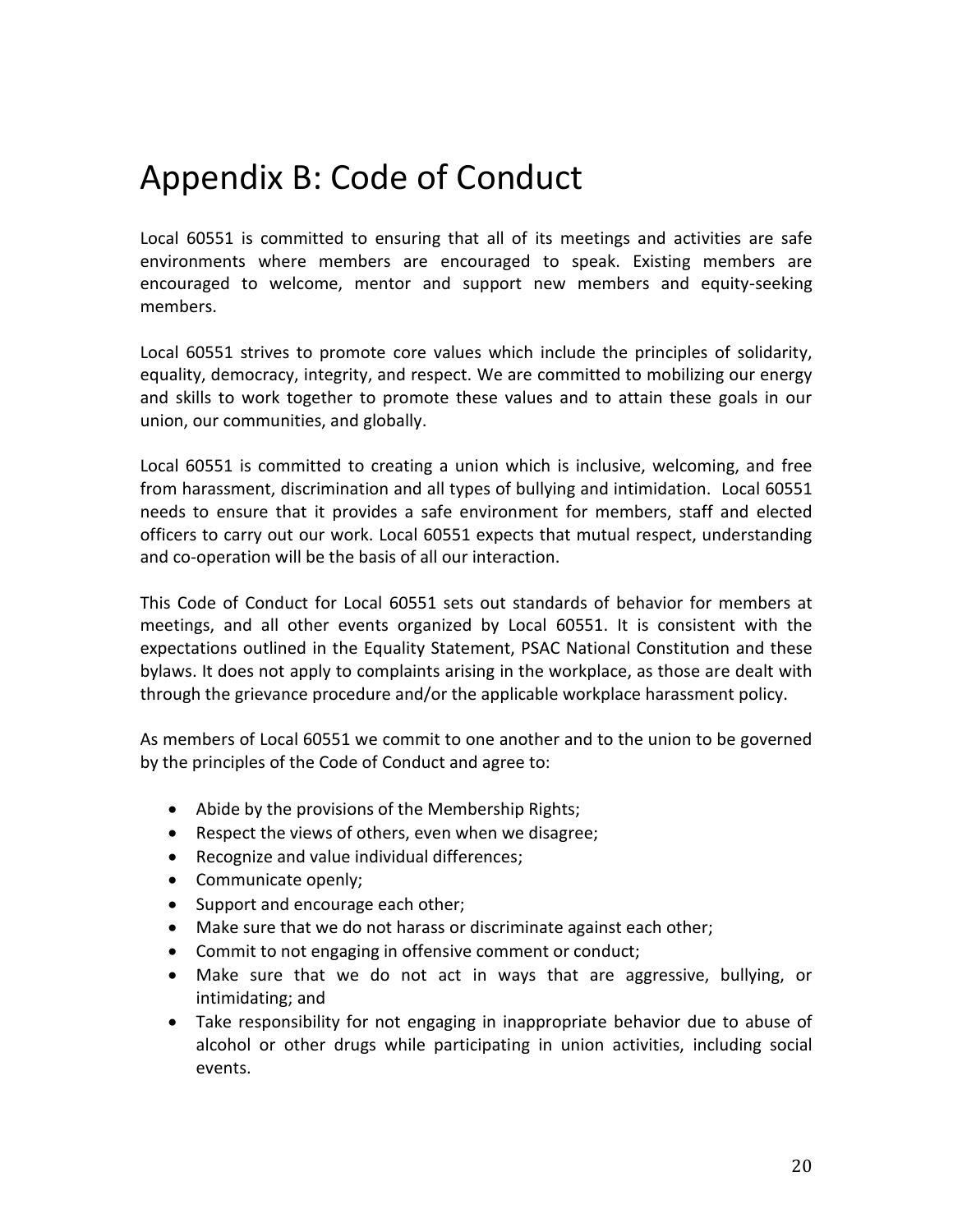# Appendix B: Code of Conduct

Local 60551 is committed to ensuring that all of its meetings and activities are safe environments where members are encouraged to speak. Existing members are encouraged to welcome, mentor and support new members and equity-seeking members.

Local 60551 strives to promote core values which include the principles of solidarity, equality, democracy, integrity, and respect. We are committed to mobilizing our energy and skills to work together to promote these values and to attain these goals in our union, our communities, and globally.

Local 60551 is committed to creating a union which is inclusive, welcoming, and free from harassment, discrimination and all types of bullying and intimidation. Local 60551 needs to ensure that it provides a safe environment for members, staff and elected officers to carry out our work. Local 60551 expects that mutual respect, understanding and co-operation will be the basis of all our interaction.

This Code of Conduct for Local 60551 sets out standards of behavior for members at meetings, and all other events organized by Local 60551. It is consistent with the expectations outlined in the Equality Statement, PSAC National Constitution and these bylaws. It does not apply to complaints arising in the workplace, as those are dealt with through the grievance procedure and/or the applicable workplace harassment policy.

As members of Local 60551 we commit to one another and to the union to be governed by the principles of the Code of Conduct and agree to:

- Abide by the provisions of the Membership Rights;
- Respect the views of others, even when we disagree;
- Recognize and value individual differences;
- Communicate openly;
- Support and encourage each other;
- Make sure that we do not harass or discriminate against each other;
- Commit to not engaging in offensive comment or conduct;
- Make sure that we do not act in ways that are aggressive, bullying, or intimidating; and
- Take responsibility for not engaging in inappropriate behavior due to abuse of alcohol or other drugs while participating in union activities, including social events.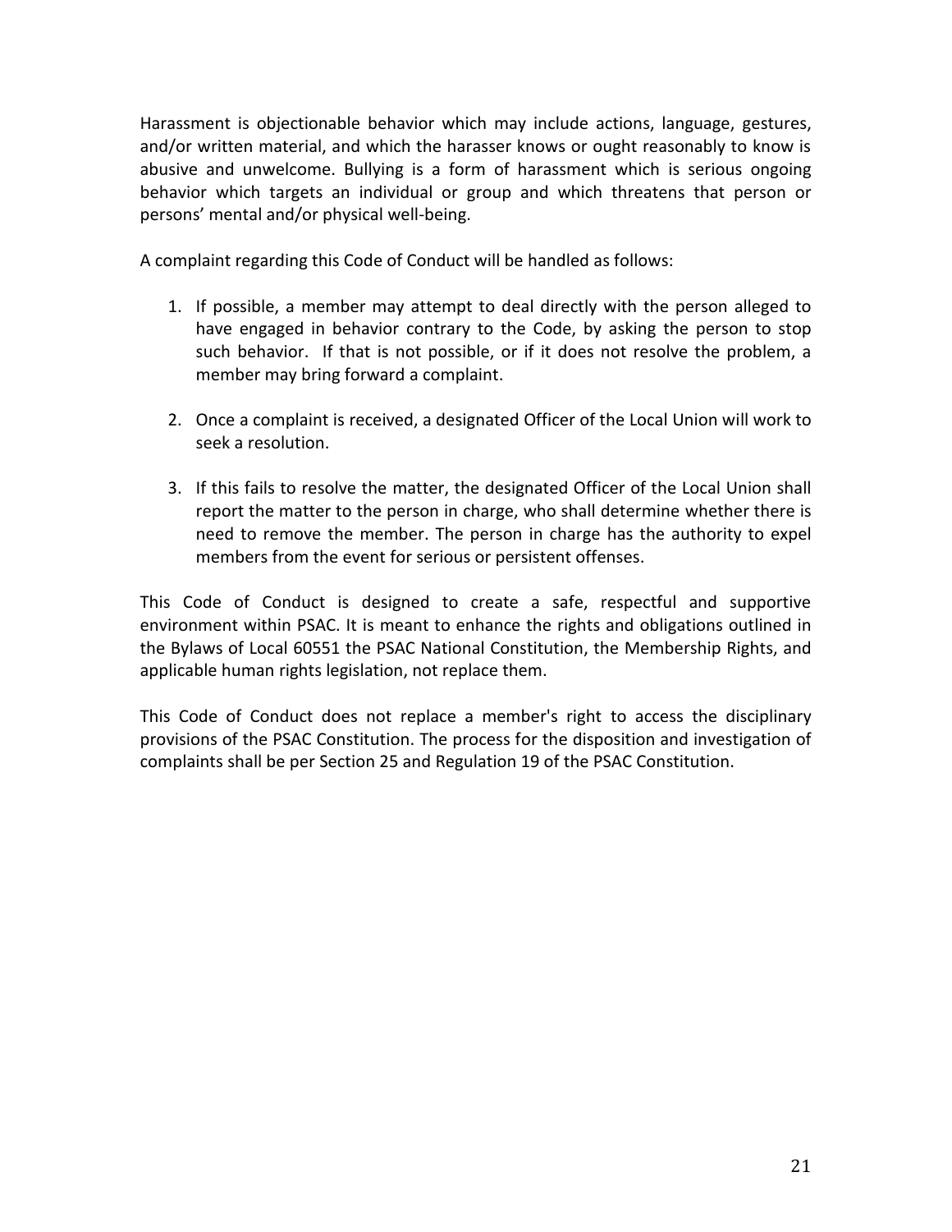Harassment is objectionable behavior which may include actions, language, gestures, and/or written material, and which the harasser knows or ought reasonably to know is abusive and unwelcome. Bullying is a form of harassment which is serious ongoing behavior which targets an individual or group and which threatens that person or persons' mental and/or physical well-being.

A complaint regarding this Code of Conduct will be handled as follows:

1. If possible, a member may attempt to deal directly with the person alleged to have engaged in behavior contrary to the Code, by asking the person to stop such behavior. If that is not possible, or if it does not resolve the problem, a member may bring forward a complaint.

2. Once a complaint is received, a designated Officer of the Local Union will work to seek a resolution.

3. If this fails to resolve the matter, the designated Officer of the Local Union shall report the matter to the person in charge, who shall determine whether there is need to remove the member. The person in charge has the authority to expel members from the event for serious or persistent offenses.

This Code of Conduct is designed to create a safe, respectful and supportive environment within PSAC. It is meant to enhance the rights and obligations outlined in the Bylaws of Local 60551 the PSAC National Constitution, the Membership Rights, and applicable human rights legislation, not replace them.

This Code of Conduct does not replace a member's right to access the disciplinary provisions of the PSAC Constitution. The process for the disposition and investigation of complaints shall be per Section 25 and Regulation 19 of the PSAC Constitution.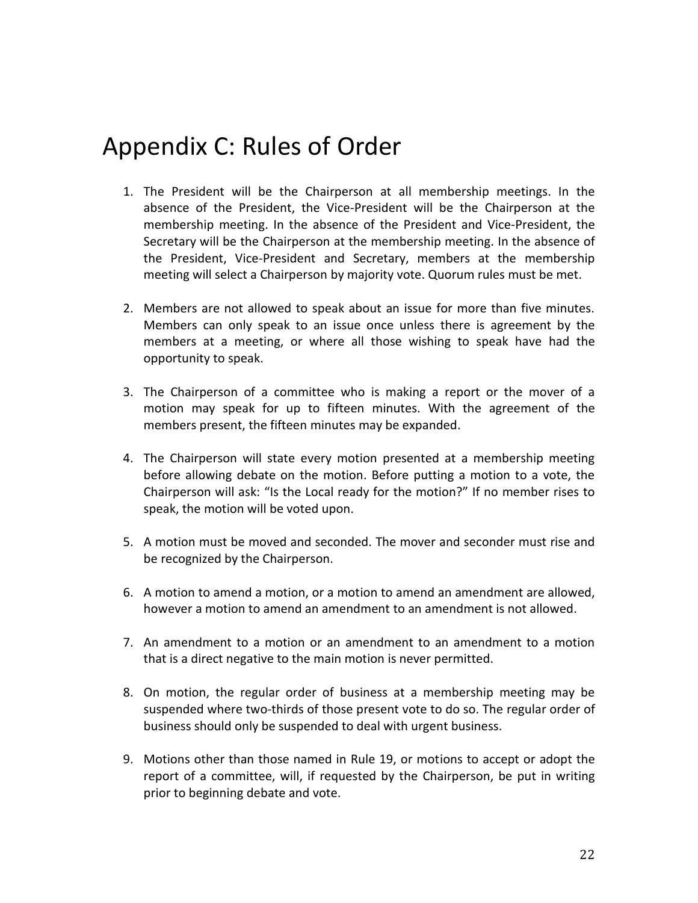# Appendix C: Rules of Order

1. The President will be the Chairperson at all membership meetings. In the absence of the President, the Vice-President will be the Chairperson at the membership meeting. In the absence of the President and Vice-President, the Secretary will be the Chairperson at the membership meeting. In the absence of the President, Vice-President and Secretary, members at the membership meeting will select a Chairperson by majority vote. Quorum rules must be met.

2. Members are not allowed to speak about an issue for more than five minutes. Members can only speak to an issue once unless there is agreement by the members at a meeting, or where all those wishing to speak have had the opportunity to speak.

3. The Chairperson of a committee who is making a report or the mover of a motion may speak for up to fifteen minutes. With the agreement of the members present, the fifteen minutes may be expanded.

4. The Chairperson will state every motion presented at a membership meeting before allowing debate on the motion. Before putting a motion to a vote, the Chairperson will ask: "Is the Local ready for the motion?" If no member rises to speak, the motion will be voted upon.

5. A motion must be moved and seconded. The mover and seconder must rise and be recognized by the Chairperson.

6. A motion to amend a motion, or a motion to amend an amendment are allowed, however a motion to amend an amendment to an amendment is not allowed.

7. An amendment to a motion or an amendment to an amendment to a motion that is a direct negative to the main motion is never permitted.

8. On motion, the regular order of business at a membership meeting may be suspended where two-thirds of those present vote to do so. The regular order of business should only be suspended to deal with urgent business.

9. Motions other than those named in Rule 19, or motions to accept or adopt the report of a committee, will, if requested by the Chairperson, be put in writing prior to beginning debate and vote.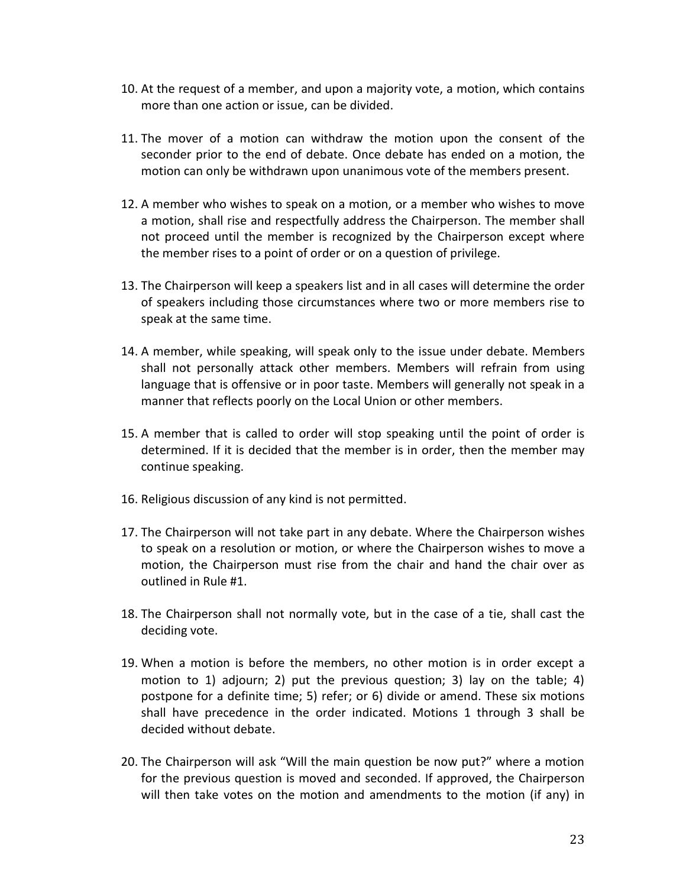10. At the request of a member, and upon a majority vote, a motion, which contains more than one action or issue, can be divided.

11. The mover of a motion can withdraw the motion upon the consent of the seconder prior to the end of debate. Once debate has ended on a motion, the motion can only be withdrawn upon unanimous vote of the members present.

12. A member who wishes to speak on a motion, or a member who wishes to move a motion, shall rise and respectfully address the Chairperson. The member shall not proceed until the member is recognized by the Chairperson except where the member rises to a point of order or on a question of privilege.

13. The Chairperson will keep a speakers list and in all cases will determine the order of speakers including those circumstances where two or more members rise to speak at the same time.

14. A member, while speaking, will speak only to the issue under debate. Members shall not personally attack other members. Members will refrain from using language that is offensive or in poor taste. Members will generally not speak in a manner that reflects poorly on the Local Union or other members.

15. A member that is called to order will stop speaking until the point of order is determined. If it is decided that the member is in order, then the member may continue speaking.

16. Religious discussion of any kind is not permitted.

17. The Chairperson will not take part in any debate. Where the Chairperson wishes to speak on a resolution or motion, or where the Chairperson wishes to move a motion, the Chairperson must rise from the chair and hand the chair over as outlined in Rule #1.

18. The Chairperson shall not normally vote, but in the case of a tie, shall cast the deciding vote.

19. When a motion is before the members, no other motion is in order except a motion to 1) adjourn; 2) put the previous question; 3) lay on the table; 4) postpone for a definite time; 5) refer; or 6) divide or amend. These six motions shall have precedence in the order indicated. Motions 1 through 3 shall be decided without debate.

20. The Chairperson will ask "Will the main question be now put?" where a motion for the previous question is moved and seconded. If approved, the Chairperson will then take votes on the motion and amendments to the motion (if any) in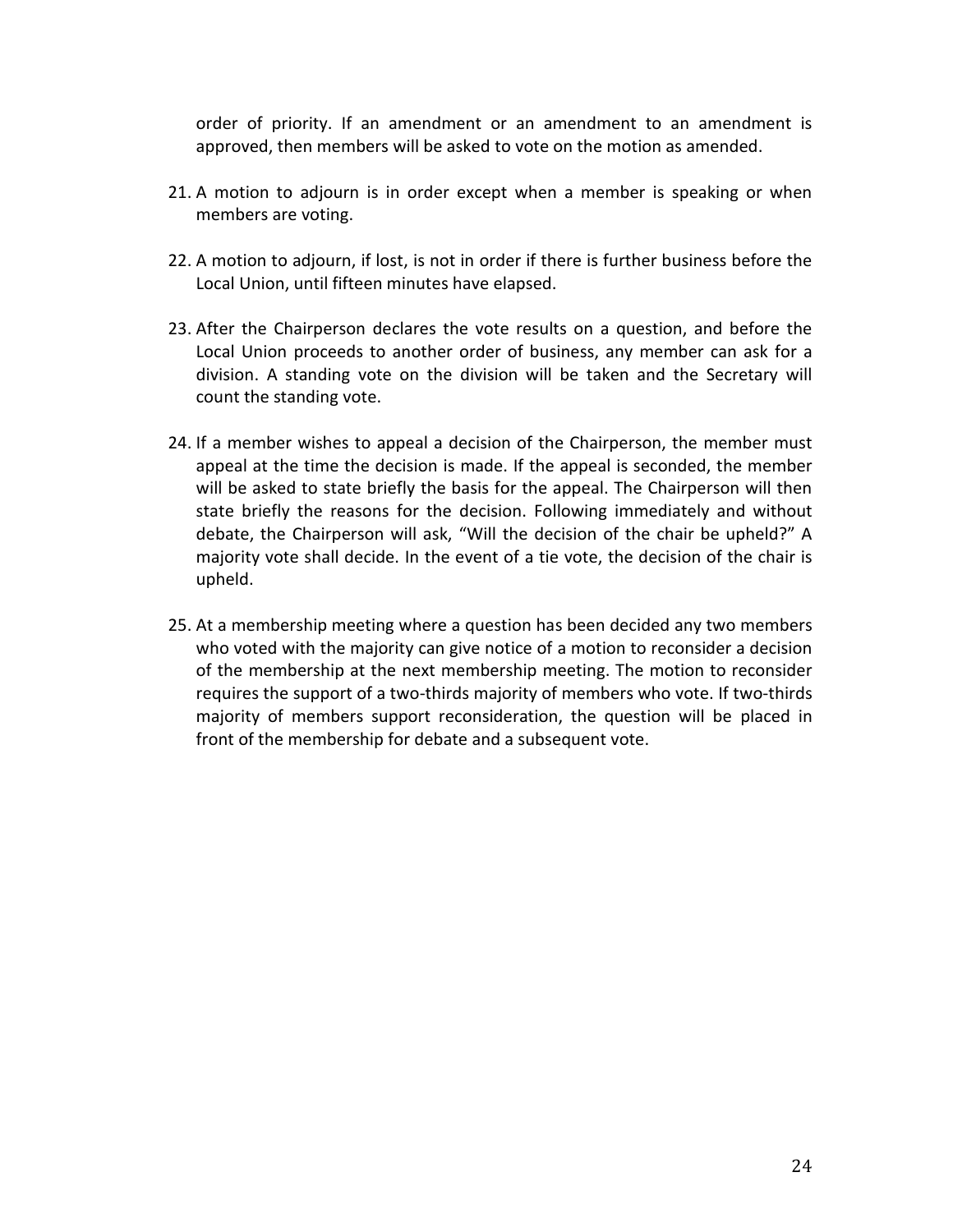order of priority. If an amendment or an amendment to an amendment is approved, then members will be asked to vote on the motion as amended.

21. A motion to adjourn is in order except when a member is speaking or when members are voting.

22. A motion to adjourn, if lost, is not in order if there is further business before the Local Union, until fifteen minutes have elapsed.

23. After the Chairperson declares the vote results on a question, and before the Local Union proceeds to another order of business, any member can ask for a division. A standing vote on the division will be taken and the Secretary will count the standing vote.

24. If a member wishes to appeal a decision of the Chairperson, the member must appeal at the time the decision is made. If the appeal is seconded, the member will be asked to state briefly the basis for the appeal. The Chairperson will then state briefly the reasons for the decision. Following immediately and without debate, the Chairperson will ask, "Will the decision of the chair be upheld?" A majority vote shall decide. In the event of a tie vote, the decision of the chair is upheld.

25. At a membership meeting where a question has been decided any two members who voted with the majority can give notice of a motion to reconsider a decision of the membership at the next membership meeting. The motion to reconsider requires the support of a two-thirds majority of members who vote. If two-thirds majority of members support reconsideration, the question will be placed in front of the membership for debate and a subsequent vote.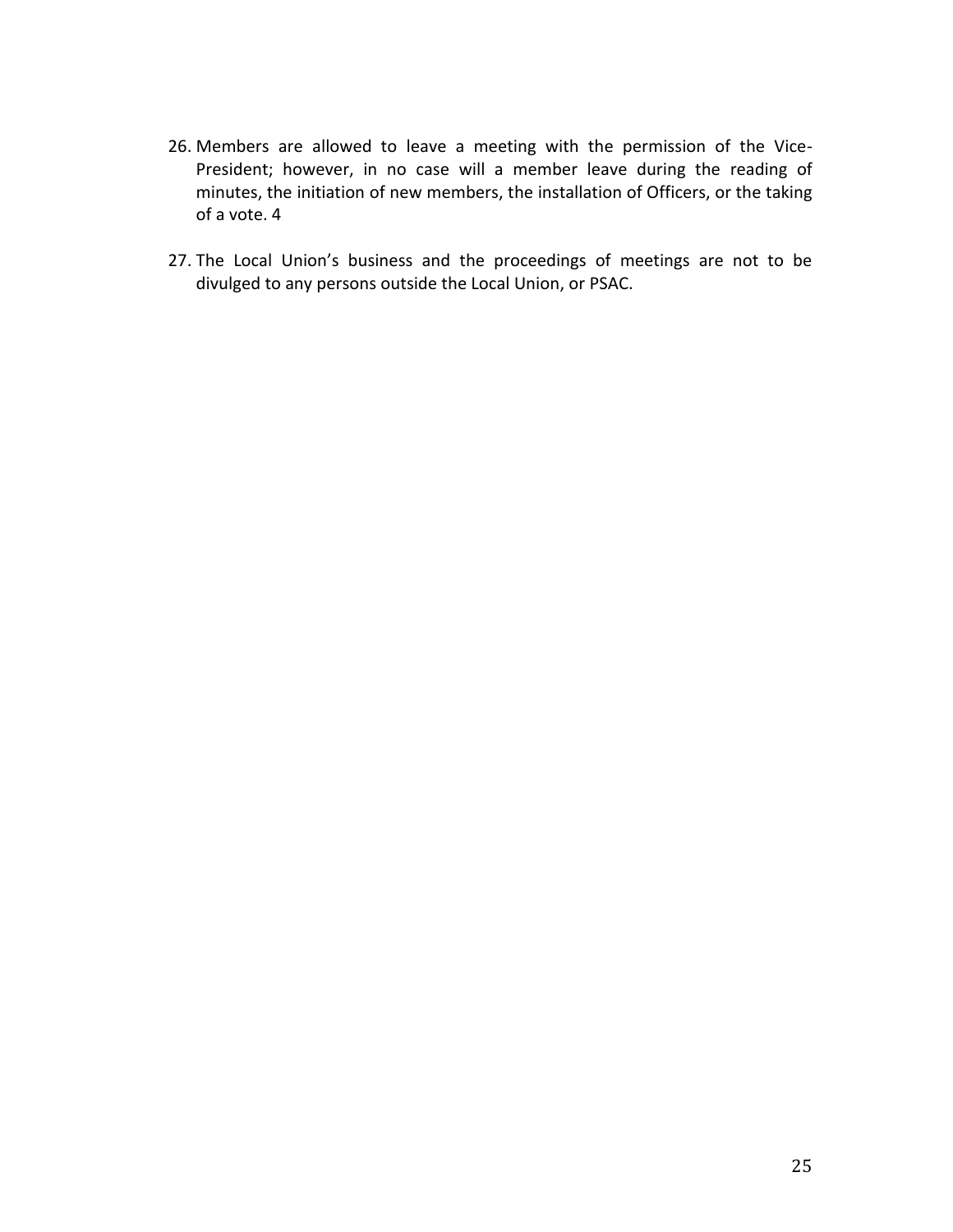26. Members are allowed to leave a meeting with the permission of the Vice-President; however, in no case will a member leave during the reading of minutes, the initiation of new members, the installation of Officers, or the taking of a vote. 4

27. The Local Union's business and the proceedings of meetings are not to be divulged to any persons outside the Local Union, or PSAC.